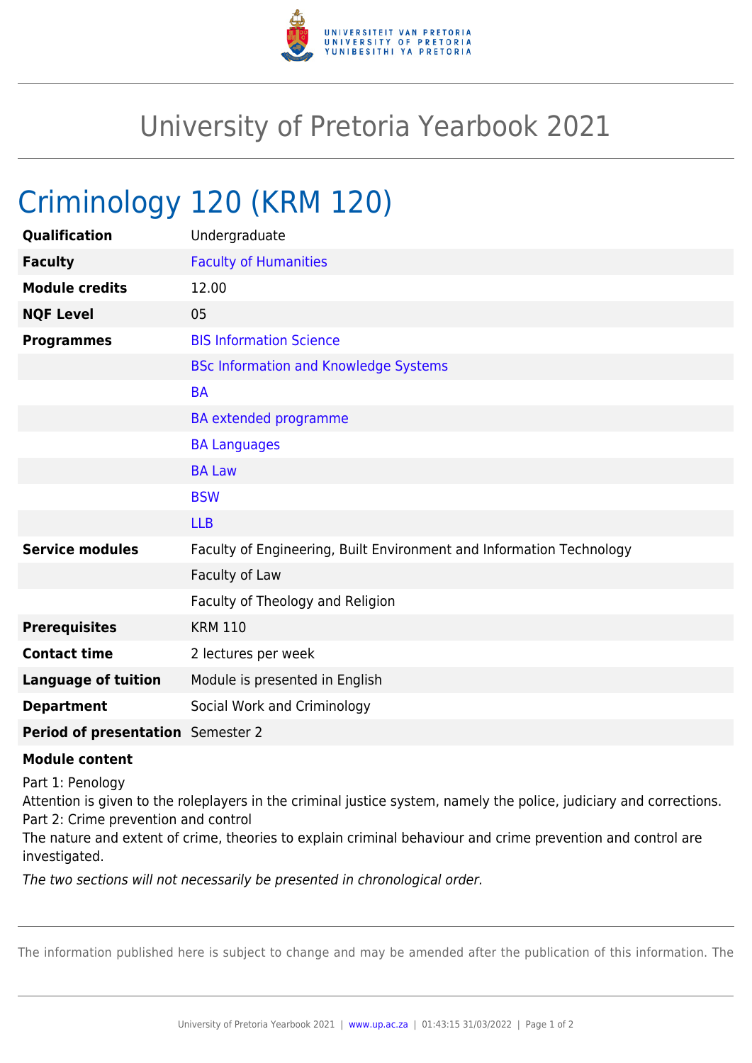# University of Pretoria Yearbook 2021

## Criminology 120 (KRM 120)

| | |
|---|---|
| **Qualification** | Undergraduate |
| **Faculty** | Faculty of Humanities |
| **Module credits** | 12.00 |
| **NQF Level** | 05 |
| **Programmes** | BIS Information Science |
| | BSc Information and Knowledge Systems |
| | BA |
| | BA extended programme |
| | BA Languages |
| | BA Law |
| | BSW |
| | LLB |
| **Service modules** | Faculty of Engineering, Built Environment and Information Technology |
| | Faculty of Law |
| | Faculty of Theology and Religion |
| **Prerequisites** | KRM 110 |
| **Contact time** | 2 lectures per week |
| **Language of tuition** | Module is presented in English |
| **Department** | Social Work and Criminology |
| **Period of presentation** | Semester 2 |

**Module content**

Part 1: Penology
Attention is given to the roleplayers in the criminal justice system, namely the police, judiciary and corrections.
Part 2: Crime prevention and control
The nature and extent of crime, theories to explain criminal behaviour and crime prevention and control are investigated.

*The two sections will not necessarily be presented in chronological order.*

The information published here is subject to change and may be amended after the publication of this information. The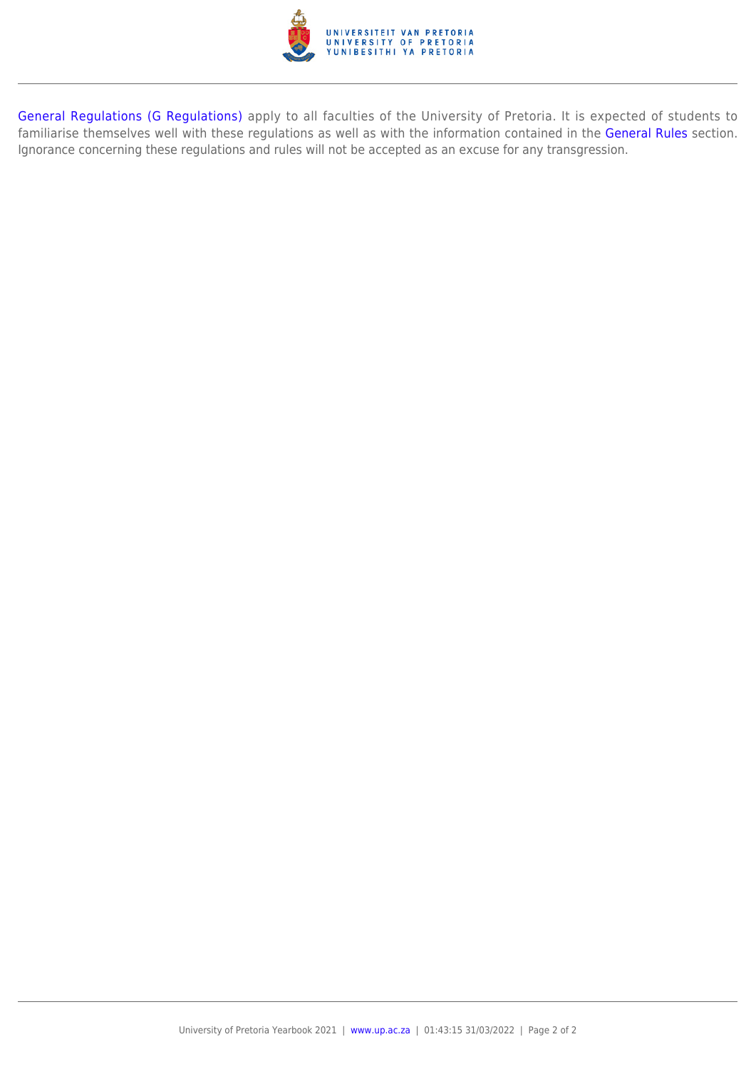General Regulations (G Regulations) apply to all faculties of the University of Pretoria. It is expected of students to familiarise themselves well with these regulations as well as with the information contained in the General Rules section. Ignorance concerning these regulations and rules will not be accepted as an excuse for any transgression.